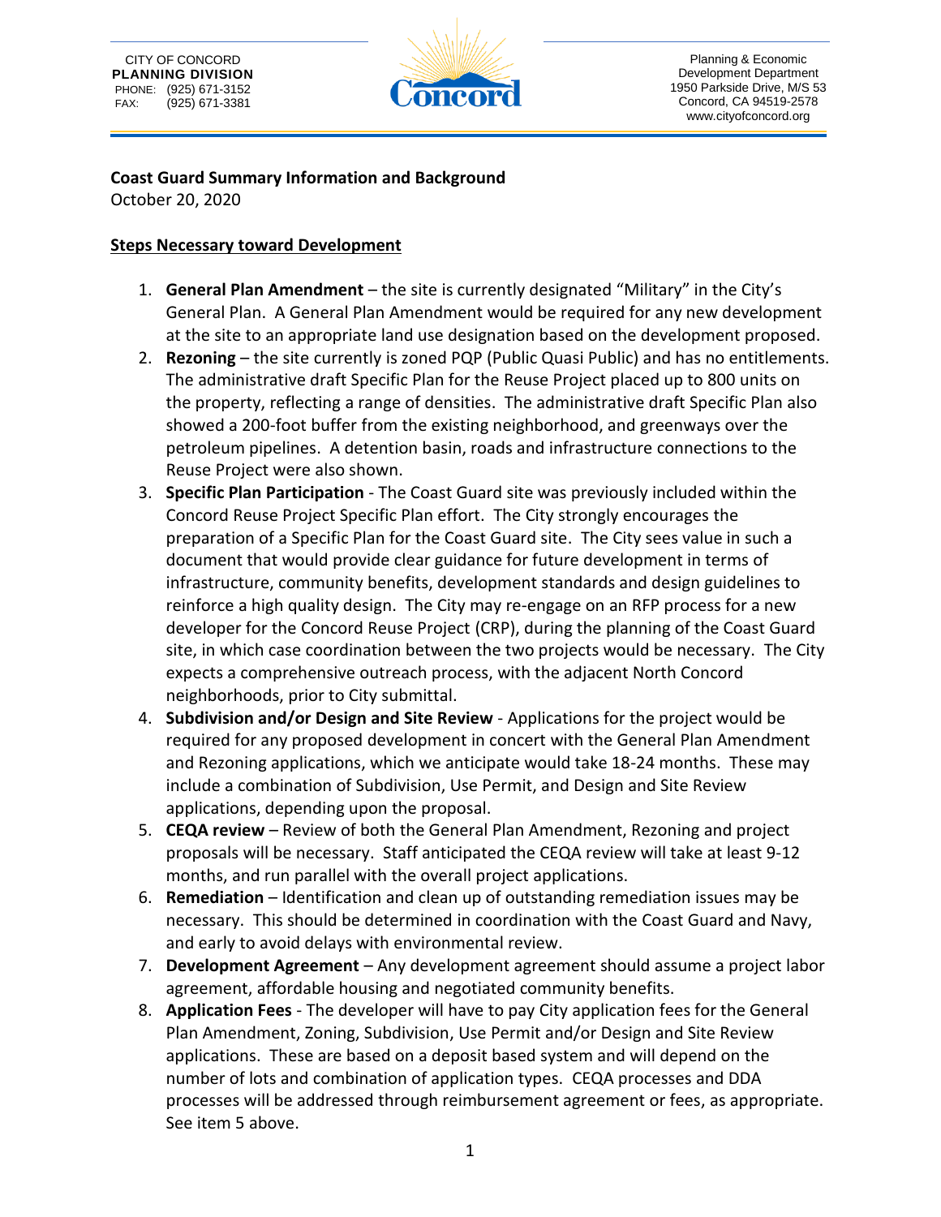CITY OF CONCORD
**PLANNING DIVISION**
PHONE: (925) 671-3152
FAX: (925) 671-3381

Planning & Economic Development Department
1950 Parkside Drive, M/S 53
Concord, CA 94519-2578
www.cityofconcord.org

**Coast Guard Summary Information and Background**
October 20, 2020

**Steps Necessary toward Development**

1. **General Plan Amendment** – the site is currently designated "Military" in the City's General Plan. A General Plan Amendment would be required for any new development at the site to an appropriate land use designation based on the development proposed.
2. **Rezoning** – the site currently is zoned PQP (Public Quasi Public) and has no entitlements. The administrative draft Specific Plan for the Reuse Project placed up to 800 units on the property, reflecting a range of densities. The administrative draft Specific Plan also showed a 200-foot buffer from the existing neighborhood, and greenways over the petroleum pipelines. A detention basin, roads and infrastructure connections to the Reuse Project were also shown.
3. **Specific Plan Participation** - The Coast Guard site was previously included within the Concord Reuse Project Specific Plan effort. The City strongly encourages the preparation of a Specific Plan for the Coast Guard site. The City sees value in such a document that would provide clear guidance for future development in terms of infrastructure, community benefits, development standards and design guidelines to reinforce a high quality design. The City may re-engage on an RFP process for a new developer for the Concord Reuse Project (CRP), during the planning of the Coast Guard site, in which case coordination between the two projects would be necessary. The City expects a comprehensive outreach process, with the adjacent North Concord neighborhoods, prior to City submittal.
4. **Subdivision and/or Design and Site Review** - Applications for the project would be required for any proposed development in concert with the General Plan Amendment and Rezoning applications, which we anticipate would take 18-24 months. These may include a combination of Subdivision, Use Permit, and Design and Site Review applications, depending upon the proposal.
5. **CEQA review** – Review of both the General Plan Amendment, Rezoning and project proposals will be necessary. Staff anticipated the CEQA review will take at least 9-12 months, and run parallel with the overall project applications.
6. **Remediation** – Identification and clean up of outstanding remediation issues may be necessary. This should be determined in coordination with the Coast Guard and Navy, and early to avoid delays with environmental review.
7. **Development Agreement** – Any development agreement should assume a project labor agreement, affordable housing and negotiated community benefits.
8. **Application Fees** - The developer will have to pay City application fees for the General Plan Amendment, Zoning, Subdivision, Use Permit and/or Design and Site Review applications. These are based on a deposit based system and will depend on the number of lots and combination of application types. CEQA processes and DDA processes will be addressed through reimbursement agreement or fees, as appropriate. See item 5 above.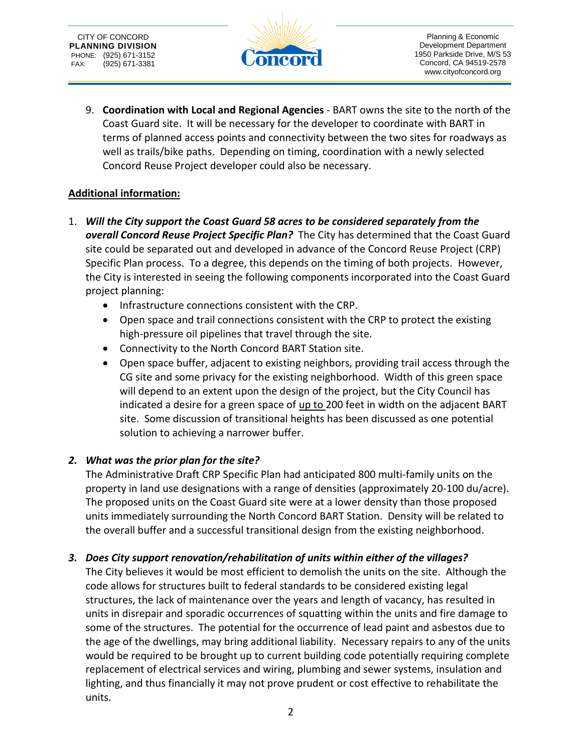9. **Coordination with Local and Regional Agencies** - BART owns the site to the north of the Coast Guard site. It will be necessary for the developer to coordinate with BART in terms of planned access points and connectivity between the two sites for roadways as well as trails/bike paths. Depending on timing, coordination with a newly selected Concord Reuse Project developer could also be necessary.

**Additional information:**

1. ***Will the City support the Coast Guard 58 acres to be considered separately from the overall Concord Reuse Project Specific Plan?*** The City has determined that the Coast Guard site could be separated out and developed in advance of the Concord Reuse Project (CRP) Specific Plan process. To a degree, this depends on the timing of both projects. However, the City is interested in seeing the following components incorporated into the Coast Guard project planning:
   - Infrastructure connections consistent with the CRP.
   - Open space and trail connections consistent with the CRP to protect the existing high-pressure oil pipelines that travel through the site.
   - Connectivity to the North Concord BART Station site.
   - Open space buffer, adjacent to existing neighbors, providing trail access through the CG site and some privacy for the existing neighborhood. Width of this green space will depend to an extent upon the design of the project, but the City Council has indicated a desire for a green space of up to 200 feet in width on the adjacent BART site. Some discussion of transitional heights has been discussed as one potential solution to achieving a narrower buffer.

2. ***What was the prior plan for the site?***
   The Administrative Draft CRP Specific Plan had anticipated 800 multi-family units on the property in land use designations with a range of densities (approximately 20-100 du/acre). The proposed units on the Coast Guard site were at a lower density than those proposed units immediately surrounding the North Concord BART Station. Density will be related to the overall buffer and a successful transitional design from the existing neighborhood.

3. ***Does City support renovation/rehabilitation of units within either of the villages?***
   The City believes it would be most efficient to demolish the units on the site. Although the code allows for structures built to federal standards to be considered existing legal structures, the lack of maintenance over the years and length of vacancy, has resulted in units in disrepair and sporadic occurrences of squatting within the units and fire damage to some of the structures. The potential for the occurrence of lead paint and asbestos due to the age of the dwellings, may bring additional liability. Necessary repairs to any of the units would be required to be brought up to current building code potentially requiring complete replacement of electrical services and wiring, plumbing and sewer systems, insulation and lighting, and thus financially it may not prove prudent or cost effective to rehabilitate the units.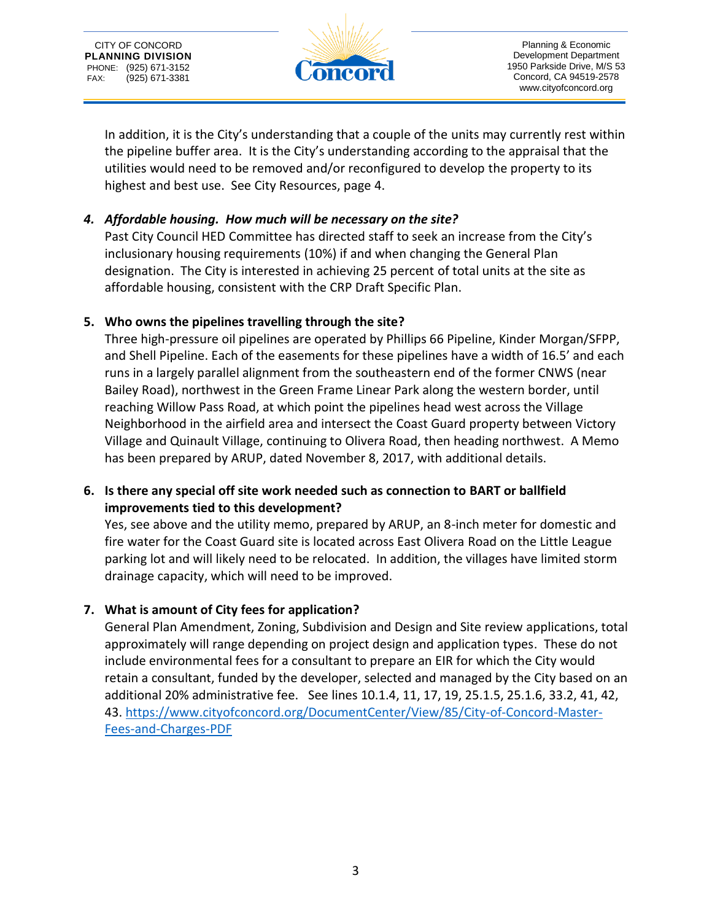In addition, it is the City's understanding that a couple of the units may currently rest within the pipeline buffer area. It is the City's understanding according to the appraisal that the utilities would need to be removed and/or reconfigured to develop the property to its highest and best use. See City Resources, page 4.

4. ***Affordable housing. How much will be necessary on the site?***
   Past City Council HED Committee has directed staff to seek an increase from the City's inclusionary housing requirements (10%) if and when changing the General Plan designation. The City is interested in achieving 25 percent of total units at the site as affordable housing, consistent with the CRP Draft Specific Plan.

5. **Who owns the pipelines travelling through the site?**
   Three high-pressure oil pipelines are operated by Phillips 66 Pipeline, Kinder Morgan/SFPP, and Shell Pipeline. Each of the easements for these pipelines have a width of 16.5' and each runs in a largely parallel alignment from the southeastern end of the former CNWS (near Bailey Road), northwest in the Green Frame Linear Park along the western border, until reaching Willow Pass Road, at which point the pipelines head west across the Village Neighborhood in the airfield area and intersect the Coast Guard property between Victory Village and Quinault Village, continuing to Olivera Road, then heading northwest. A Memo has been prepared by ARUP, dated November 8, 2017, with additional details.

6. **Is there any special off site work needed such as connection to BART or ballfield improvements tied to this development?**
   Yes, see above and the utility memo, prepared by ARUP, an 8-inch meter for domestic and fire water for the Coast Guard site is located across East Olivera Road on the Little League parking lot and will likely need to be relocated. In addition, the villages have limited storm drainage capacity, which will need to be improved.

7. **What is amount of City fees for application?**
   General Plan Amendment, Zoning, Subdivision and Design and Site review applications, total approximately will range depending on project design and application types. These do not include environmental fees for a consultant to prepare an EIR for which the City would retain a consultant, funded by the developer, selected and managed by the City based on an additional 20% administrative fee. See lines 10.1.4, 11, 17, 19, 25.1.5, 25.1.6, 33.2, 41, 42, 43. [https://www.cityofconcord.org/DocumentCenter/View/85/City-of-Concord-Master-Fees-and-Charges-PDF](https://www.cityofconcord.org/DocumentCenter/View/85/City-of-Concord-Master-Fees-and-Charges-PDF)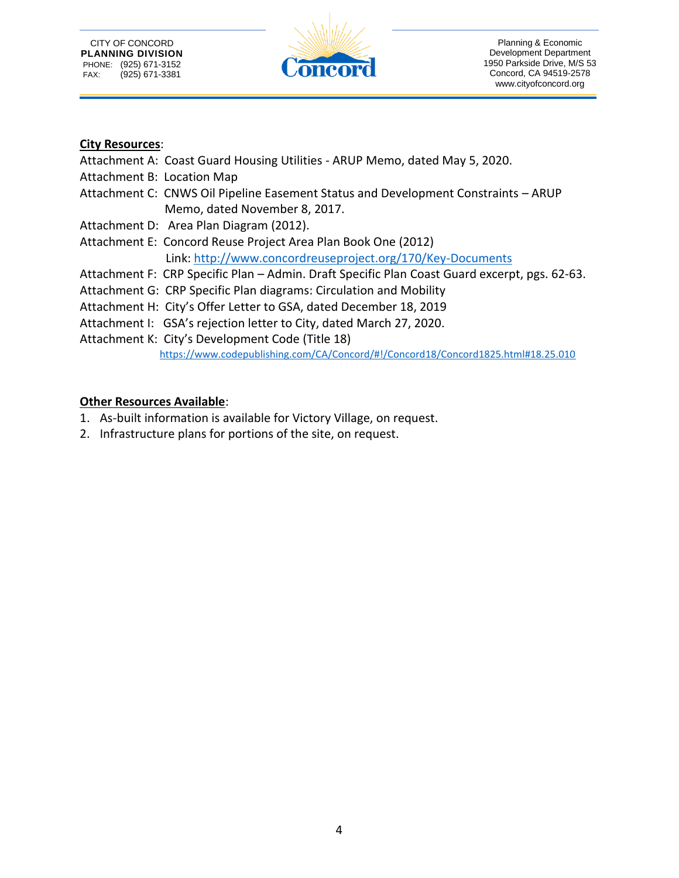**City Resources**:

Attachment A: Coast Guard Housing Utilities - ARUP Memo, dated May 5, 2020.
Attachment B: Location Map
Attachment C: CNWS Oil Pipeline Easement Status and Development Constraints – ARUP Memo, dated November 8, 2017.
Attachment D: Area Plan Diagram (2012).
Attachment E: Concord Reuse Project Area Plan Book One (2012)
Link: http://www.concordreuseproject.org/170/Key-Documents
Attachment F: CRP Specific Plan – Admin. Draft Specific Plan Coast Guard excerpt, pgs. 62-63.
Attachment G: CRP Specific Plan diagrams: Circulation and Mobility
Attachment H: City's Offer Letter to GSA, dated December 18, 2019
Attachment I: GSA's rejection letter to City, dated March 27, 2020.
Attachment K: City's Development Code (Title 18)
https://www.codepublishing.com/CA/Concord/#!/Concord18/Concord1825.html#18.25.010

**Other Resources Available**:

1. As-built information is available for Victory Village, on request.
2. Infrastructure plans for portions of the site, on request.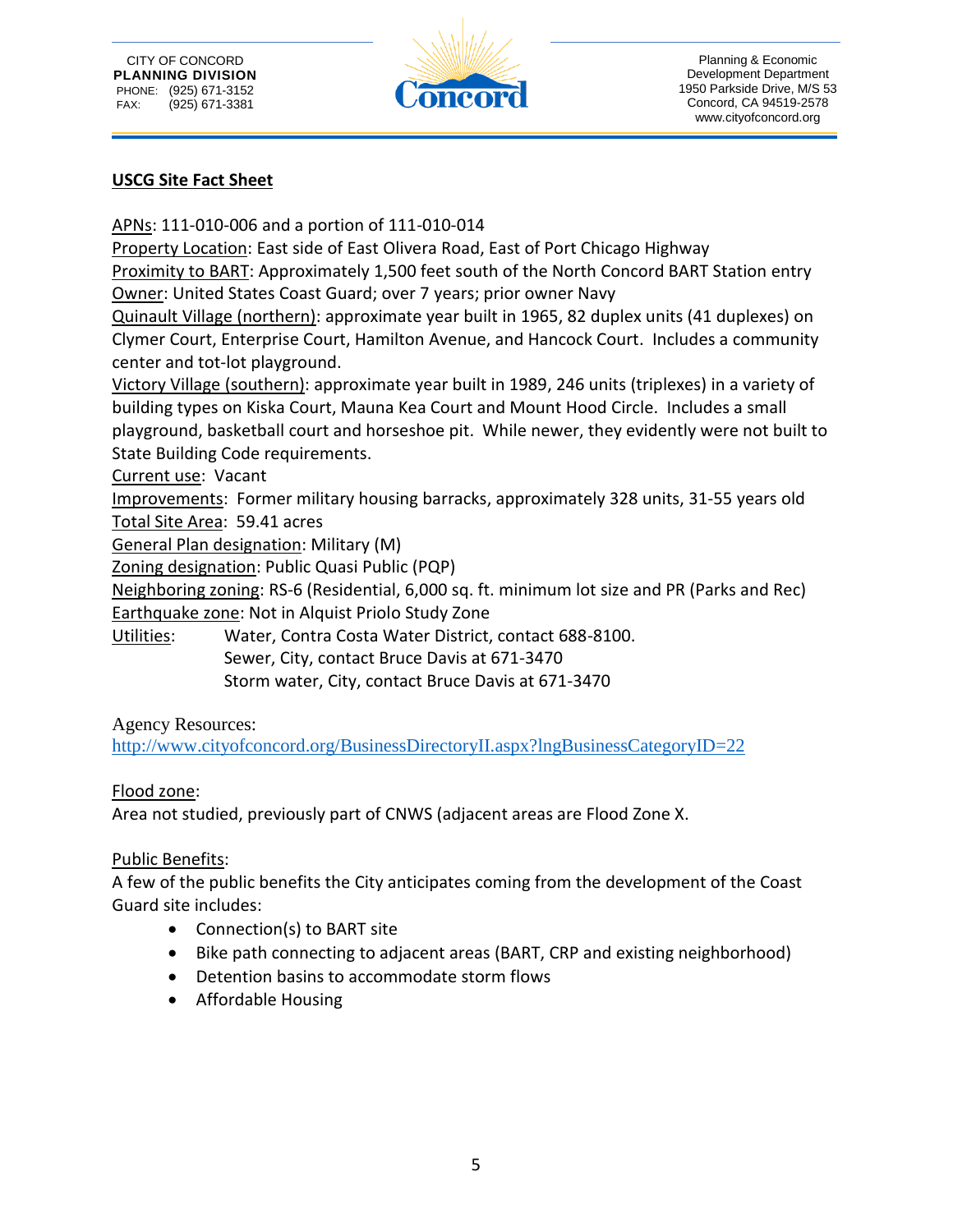CITY OF CONCORD
**PLANNING DIVISION**
PHONE: (925) 671-3152
FAX: (925) 671-3381

Planning & Economic Development Department
1950 Parkside Drive, M/S 53
Concord, CA 94519-2578
www.cityofconcord.org

**USCG Site Fact Sheet**

APNs: 111-010-006 and a portion of 111-010-014
Property Location: East side of East Olivera Road, East of Port Chicago Highway
Proximity to BART: Approximately 1,500 feet south of the North Concord BART Station entry
Owner: United States Coast Guard; over 7 years; prior owner Navy
Quinault Village (northern): approximate year built in 1965, 82 duplex units (41 duplexes) on Clymer Court, Enterprise Court, Hamilton Avenue, and Hancock Court. Includes a community center and tot-lot playground.
Victory Village (southern): approximate year built in 1989, 246 units (triplexes) in a variety of building types on Kiska Court, Mauna Kea Court and Mount Hood Circle. Includes a small playground, basketball court and horseshoe pit. While newer, they evidently were not built to State Building Code requirements.
Current use: Vacant
Improvements: Former military housing barracks, approximately 328 units, 31-55 years old
Total Site Area: 59.41 acres
General Plan designation: Military (M)
Zoning designation: Public Quasi Public (PQP)
Neighboring zoning: RS-6 (Residential, 6,000 sq. ft. minimum lot size and PR (Parks and Rec)
Earthquake zone: Not in Alquist Priolo Study Zone
Utilities: Water, Contra Costa Water District, contact 688-8100.
Sewer, City, contact Bruce Davis at 671-3470
Storm water, City, contact Bruce Davis at 671-3470

Agency Resources:
http://www.cityofconcord.org/BusinessDirectoryII.aspx?lngBusinessCategoryID=22

Flood zone:
Area not studied, previously part of CNWS (adjacent areas are Flood Zone X.

Public Benefits:
A few of the public benefits the City anticipates coming from the development of the Coast Guard site includes:

- Connection(s) to BART site
- Bike path connecting to adjacent areas (BART, CRP and existing neighborhood)
- Detention basins to accommodate storm flows
- Affordable Housing